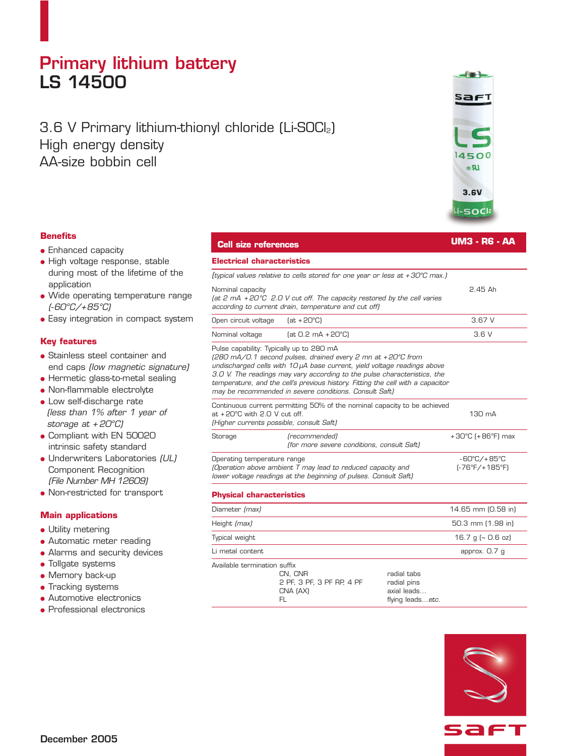# Primary lithium battery
# LS 14500

3.6 V Primary lithium-thionyl chloride (Li-$SOCl_2$)
High energy density
AA-size bobbin cell

### Benefits

- Enhanced capacity
- High voltage response, stable during most of the lifetime of the application
- Wide operating temperature range *(-60°C/+85°C)*
- Easy integration in compact system

### Key features

- Stainless steel container and end caps *(low magnetic signature)*
- Hermetic glass-to-metal sealing
- Non-flammable electrolyte
- Low self-discharge rate *(less than 1% after 1 year of storage at +20°C)*
- Compliant with EN 50020 intrinsic safety standard
- Underwriters Laboratories *(UL)* Component Recognition *(File Number MH 12609)*
- Non-restricted for transport

### Main applications

- Utility metering
- Automatic meter reading
- Alarms and security devices
- Tollgate systems
- Memory back-up
- Tracking systems
- Automotive electronics
- Professional electronics

## Cell size references — UM3 - R6 - AA

### Electrical characteristics

*(typical values relative to cells stored for one year or less at +30°C max.)*

| | |
|---|---|
| Nominal capacity *(at 2 mA +20°C 2.0 V cut off. The capacity restored by the cell varies according to current drain, temperature and cut off)* | 2.45 Ah |
| Open circuit voltage (at +20°C) | 3.67 V |
| Nominal voltage (at 0.2 mA +20°C) | 3.6 V |
| Pulse capability: Typically up to 280 mA *(280 mA/0.1 second pulses, drained every 2 mn at +20°C from undischarged cells with 10 µA base current, yield voltage readings above 3.0 V. The readings may vary according to the pulse characteristics, the temperature, and the cell's previous history. Fitting the cell with a capacitor may be recommended in severe conditions. Consult Saft)* | |
| Continuous current permitting 50% of the nominal capacity to be achieved at +20°C with 2.0 V cut off. *(Higher currents possible, consult Saft)* | 130 mA |
| Storage *(recommended)* *(for more severe conditions, consult Saft)* | +30°C (+86°F) max |
| Operating temperature range *(Operation above ambient T may lead to reduced capacity and lower voltage readings at the beginning of pulses. Consult Saft)* | -60°C/+85°C (-76°F/+185°F) |

### Physical characteristics

| | |
|---|---|
| Diameter *(max)* | 14.65 mm (0.58 in) |
| Height *(max)* | 50.3 mm (1.98 in) |
| Typical weight | 16.7 g (~ 0.6 oz) |
| Li metal content | approx. 0.7 g |

Available termination suffix

| | |
|---|---|
| CN, CNR | radial tabs |
| 2 PF, 3 PF, 3 PF RP, 4 PF | radial pins |
| CNA (AX) | axial leads... |
| FL | flying leads...*etc.* |

December 2005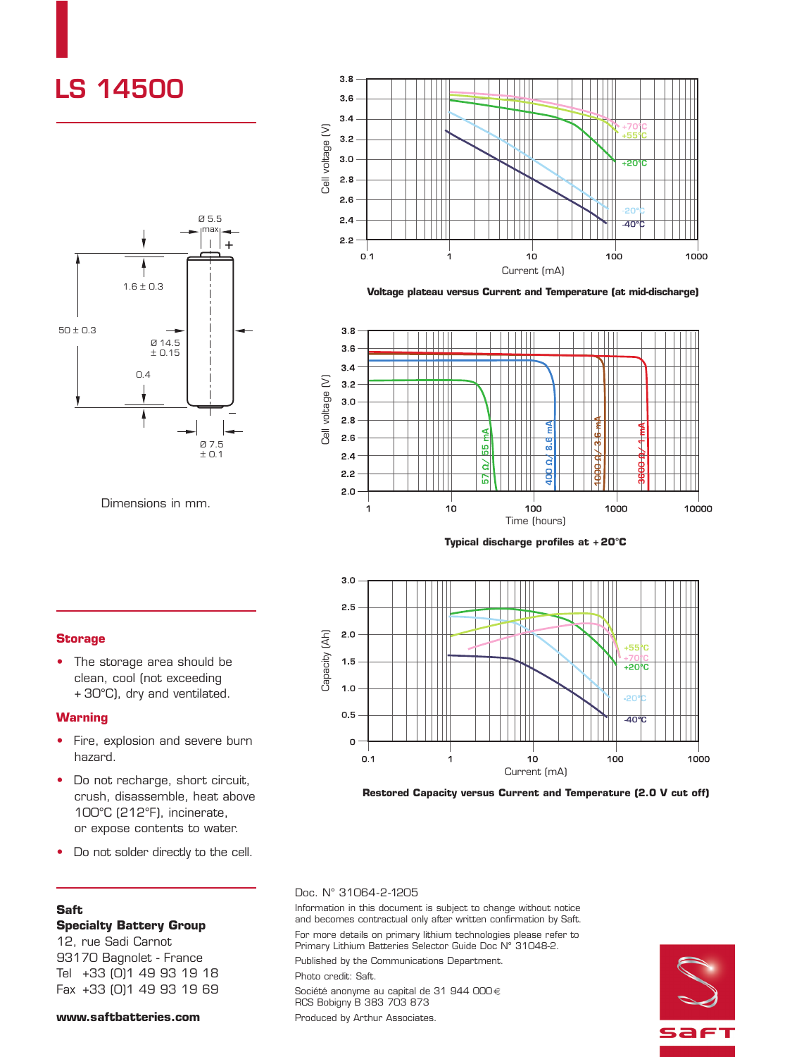# LS 14500

Ø 5.5
max
+
1.6 ± 0.3
50 ± 0.3
Ø 14.5
± 0.15
0.4
–
Ø 7.5
± 0.1

Dimensions in mm.

3.8
3.6
3.4
3.2
3.0
2.8
2.6
2.4
2.2
Cell voltage (V)
0.1
1
10
100
1000
Current (mA)
+70°C
+55°C
+20°C
-20°C
-40°C

**Voltage plateau versus Current and Temperature (at mid-discharge)**

3.8
3.6
3.4
3.2
3.0
2.8
2.6
2.4
2.2
2.0
Cell voltage (V)
1
10
100
1000
10000
Time (hours)
57 Ω / 55 mA
400 Ω / 8.6 mA
1000 Ω / 3.6 mA
3600 Ω / 1 mA

**Typical discharge profiles at + 20°C**

3.0
2.5
2.0
1.5
1.0
0.5
0
Capacity (Ah)
0.1
1
10
100
1000
Current (mA)
+55°C
+70°C
+20°C
-20°C
-40°C

**Restored Capacity versus Current and Temperature (2.0 V cut off)**

## Storage

- The storage area should be clean, cool (not exceeding + 30°C), dry and ventilated.

## Warning

- Fire, explosion and severe burn hazard.
- Do not recharge, short circuit, crush, disassemble, heat above 100°C (212°F), incinerate, or expose contents to water.
- Do not solder directly to the cell.

**Saft**
**Specialty Battery Group**
12, rue Sadi Carnot
93170 Bagnolet - France
Tel +33 (0)1 49 93 19 18
Fax +33 (0)1 49 93 19 69

**www.saftbatteries.com**

Doc. N° 31064-2-1205

Information in this document is subject to change without notice and becomes contractual only after written confirmation by Saft.

For more details on primary lithium technologies please refer to Primary Lithium Batteries Selector Guide Doc N° 31048-2.

Published by the Communications Department.

Photo credit: Saft.

Société anonyme au capital de 31 944 000 €
RCS Bobigny B 383 703 873

Produced by Arthur Associates.

saft